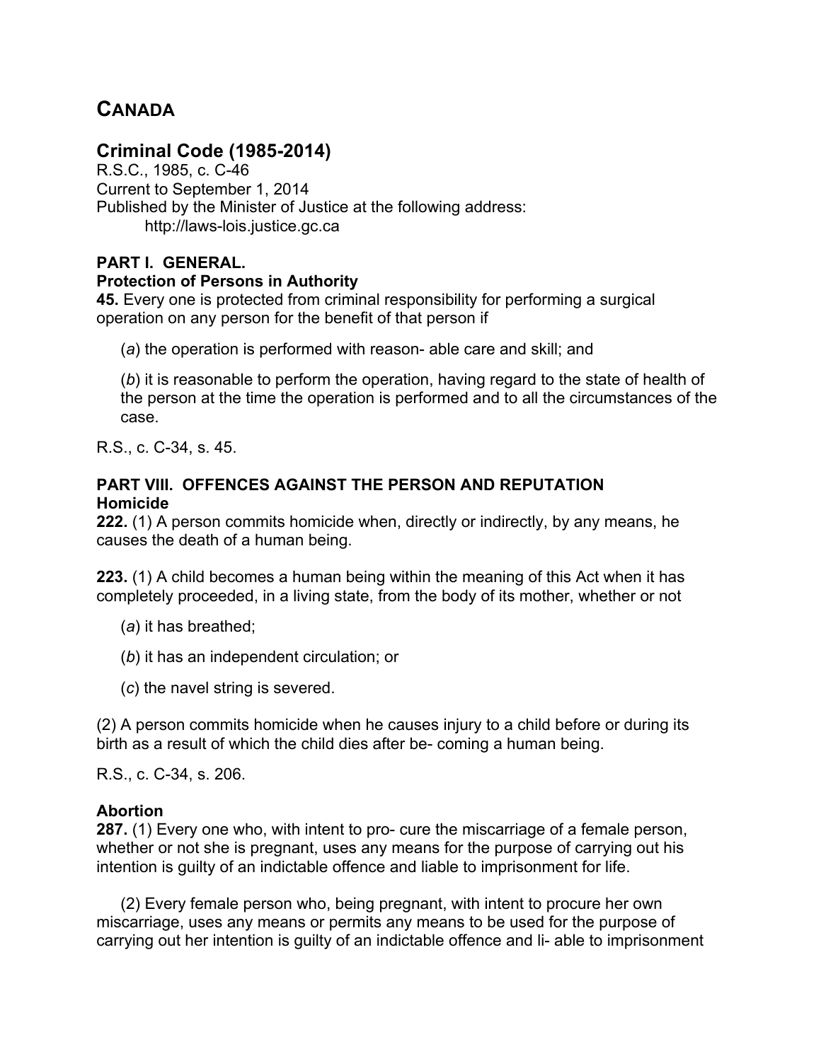# CANADA

## Criminal Code (1985-2014)

R.S.C., 1985, c. C-46
Current to September 1, 2014
Published by the Minister of Justice at the following address:
http://laws-lois.justice.gc.ca

### PART I. GENERAL.

**Protection of Persons in Authority**

**45.** Every one is protected from criminal responsibility for performing a surgical operation on any person for the benefit of that person if

(*a*) the operation is performed with reason- able care and skill; and

(*b*) it is reasonable to perform the operation, having regard to the state of health of the person at the time the operation is performed and to all the circumstances of the case.

R.S., c. C-34, s. 45.

### PART VIII. OFFENCES AGAINST THE PERSON AND REPUTATION

**Homicide**

**222.** (1) A person commits homicide when, directly or indirectly, by any means, he causes the death of a human being.

**223.** (1) A child becomes a human being within the meaning of this Act when it has completely proceeded, in a living state, from the body of its mother, whether or not

(*a*) it has breathed;

(*b*) it has an independent circulation; or

(*c*) the navel string is severed.

(2) A person commits homicide when he causes injury to a child before or during its birth as a result of which the child dies after be- coming a human being.

R.S., c. C-34, s. 206.

**Abortion**

**287.** (1) Every one who, with intent to pro- cure the miscarriage of a female person, whether or not she is pregnant, uses any means for the purpose of carrying out his intention is guilty of an indictable offence and liable to imprisonment for life.

(2) Every female person who, being pregnant, with intent to procure her own miscarriage, uses any means or permits any means to be used for the purpose of carrying out her intention is guilty of an indictable offence and li- able to imprisonment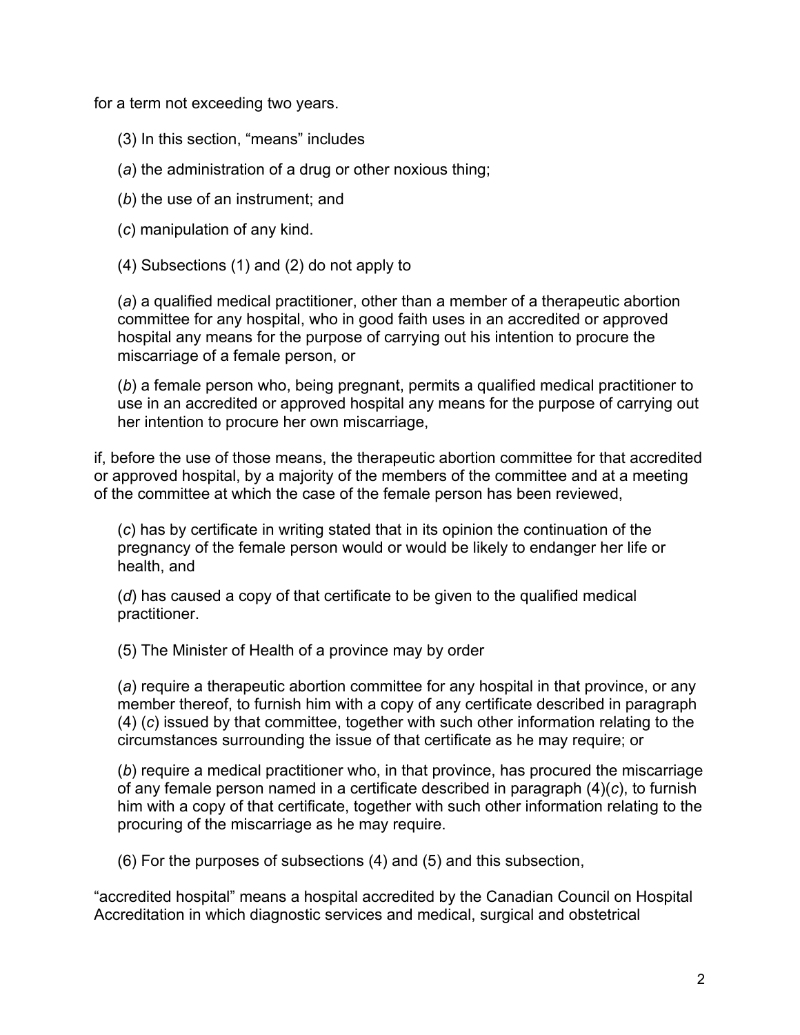for a term not exceeding two years.

(3) In this section, “means” includes

(*a*) the administration of a drug or other noxious thing;

(*b*) the use of an instrument; and

(*c*) manipulation of any kind.

(4) Subsections (1) and (2) do not apply to

(*a*) a qualified medical practitioner, other than a member of a therapeutic abortion committee for any hospital, who in good faith uses in an accredited or approved hospital any means for the purpose of carrying out his intention to procure the miscarriage of a female person, or

(*b*) a female person who, being pregnant, permits a qualified medical practitioner to use in an accredited or approved hospital any means for the purpose of carrying out her intention to procure her own miscarriage,

if, before the use of those means, the therapeutic abortion committee for that accredited or approved hospital, by a majority of the members of the committee and at a meeting of the committee at which the case of the female person has been reviewed,

(*c*) has by certificate in writing stated that in its opinion the continuation of the pregnancy of the female person would or would be likely to endanger her life or health, and

(*d*) has caused a copy of that certificate to be given to the qualified medical practitioner.

(5) The Minister of Health of a province may by order

(*a*) require a therapeutic abortion committee for any hospital in that province, or any member thereof, to furnish him with a copy of any certificate described in paragraph (4) (*c*) issued by that committee, together with such other information relating to the circumstances surrounding the issue of that certificate as he may require; or

(*b*) require a medical practitioner who, in that province, has procured the miscarriage of any female person named in a certificate described in paragraph (4)(*c*), to furnish him with a copy of that certificate, together with such other information relating to the procuring of the miscarriage as he may require.

(6) For the purposes of subsections (4) and (5) and this subsection,

“accredited hospital” means a hospital accredited by the Canadian Council on Hospital Accreditation in which diagnostic services and medical, surgical and obstetrical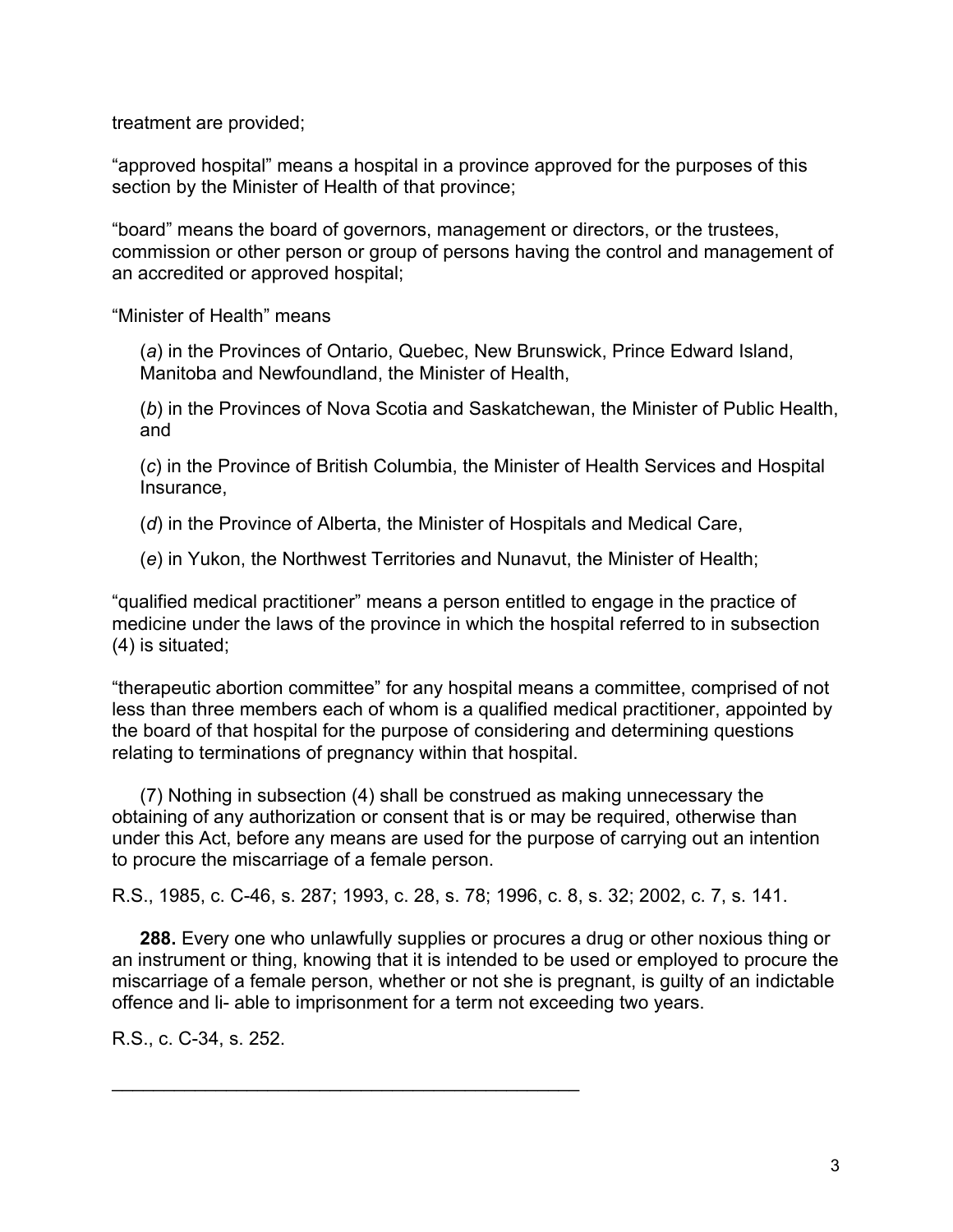treatment are provided;

“approved hospital” means a hospital in a province approved for the purposes of this section by the Minister of Health of that province;

“board” means the board of governors, management or directors, or the trustees, commission or other person or group of persons having the control and management of an accredited or approved hospital;

“Minister of Health” means

(*a*) in the Provinces of Ontario, Quebec, New Brunswick, Prince Edward Island, Manitoba and Newfoundland, the Minister of Health,

(*b*) in the Provinces of Nova Scotia and Saskatchewan, the Minister of Public Health, and

(*c*) in the Province of British Columbia, the Minister of Health Services and Hospital Insurance,

(*d*) in the Province of Alberta, the Minister of Hospitals and Medical Care,

(*e*) in Yukon, the Northwest Territories and Nunavut, the Minister of Health;

“qualified medical practitioner” means a person entitled to engage in the practice of medicine under the laws of the province in which the hospital referred to in subsection (4) is situated;

“therapeutic abortion committee” for any hospital means a committee, comprised of not less than three members each of whom is a qualified medical practitioner, appointed by the board of that hospital for the purpose of considering and determining questions relating to terminations of pregnancy within that hospital.

(7) Nothing in subsection (4) shall be construed as making unnecessary the obtaining of any authorization or consent that is or may be required, otherwise than under this Act, before any means are used for the purpose of carrying out an intention to procure the miscarriage of a female person.

R.S., 1985, c. C-46, s. 287; 1993, c. 28, s. 78; 1996, c. 8, s. 32; 2002, c. 7, s. 141.

**288.** Every one who unlawfully supplies or procures a drug or other noxious thing or an instrument or thing, knowing that it is intended to be used or employed to procure the miscarriage of a female person, whether or not she is pregnant, is guilty of an indictable offence and li- able to imprisonment for a term not exceeding two years.

R.S., c. C-34, s. 252.

---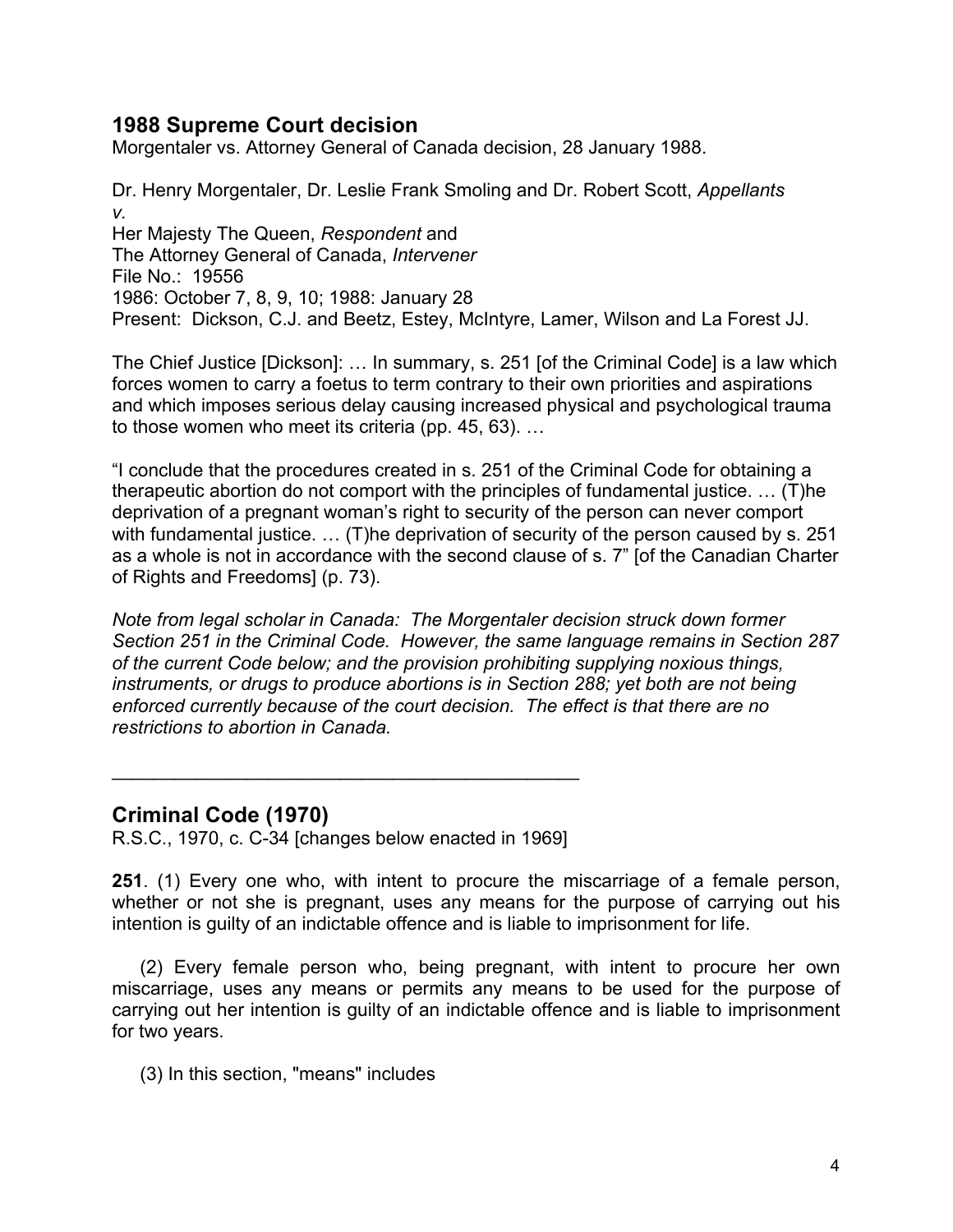## 1988 Supreme Court decision

Morgentaler vs. Attorney General of Canada decision, 28 January 1988.

Dr. Henry Morgentaler, Dr. Leslie Frank Smoling and Dr. Robert Scott, *Appellants*
*v.*
Her Majesty The Queen, *Respondent* and
The Attorney General of Canada, *Intervener*
File No.: 19556
1986: October 7, 8, 9, 10; 1988: January 28
Present: Dickson, C.J. and Beetz, Estey, McIntyre, Lamer, Wilson and La Forest JJ.

The Chief Justice [Dickson]: … In summary, s. 251 [of the Criminal Code] is a law which forces women to carry a foetus to term contrary to their own priorities and aspirations and which imposes serious delay causing increased physical and psychological trauma to those women who meet its criteria (pp. 45, 63). …

"I conclude that the procedures created in s. 251 of the Criminal Code for obtaining a therapeutic abortion do not comport with the principles of fundamental justice. … (T)he deprivation of a pregnant woman's right to security of the person can never comport with fundamental justice. … (T)he deprivation of security of the person caused by s. 251 as a whole is not in accordance with the second clause of s. 7" [of the Canadian Charter of Rights and Freedoms] (p. 73).

*Note from legal scholar in Canada: The Morgentaler decision struck down former Section 251 in the Criminal Code. However, the same language remains in Section 287 of the current Code below; and the provision prohibiting supplying noxious things, instruments, or drugs to produce abortions is in Section 288; yet both are not being enforced currently because of the court decision. The effect is that there are no restrictions to abortion in Canada.*

---

## Criminal Code (1970)

R.S.C., 1970, c. C-34 [changes below enacted in 1969]

**251**. (1) Every one who, with intent to procure the miscarriage of a female person, whether or not she is pregnant, uses any means for the purpose of carrying out his intention is guilty of an indictable offence and is liable to imprisonment for life.

(2) Every female person who, being pregnant, with intent to procure her own miscarriage, uses any means or permits any means to be used for the purpose of carrying out her intention is guilty of an indictable offence and is liable to imprisonment for two years.

(3) In this section, "means" includes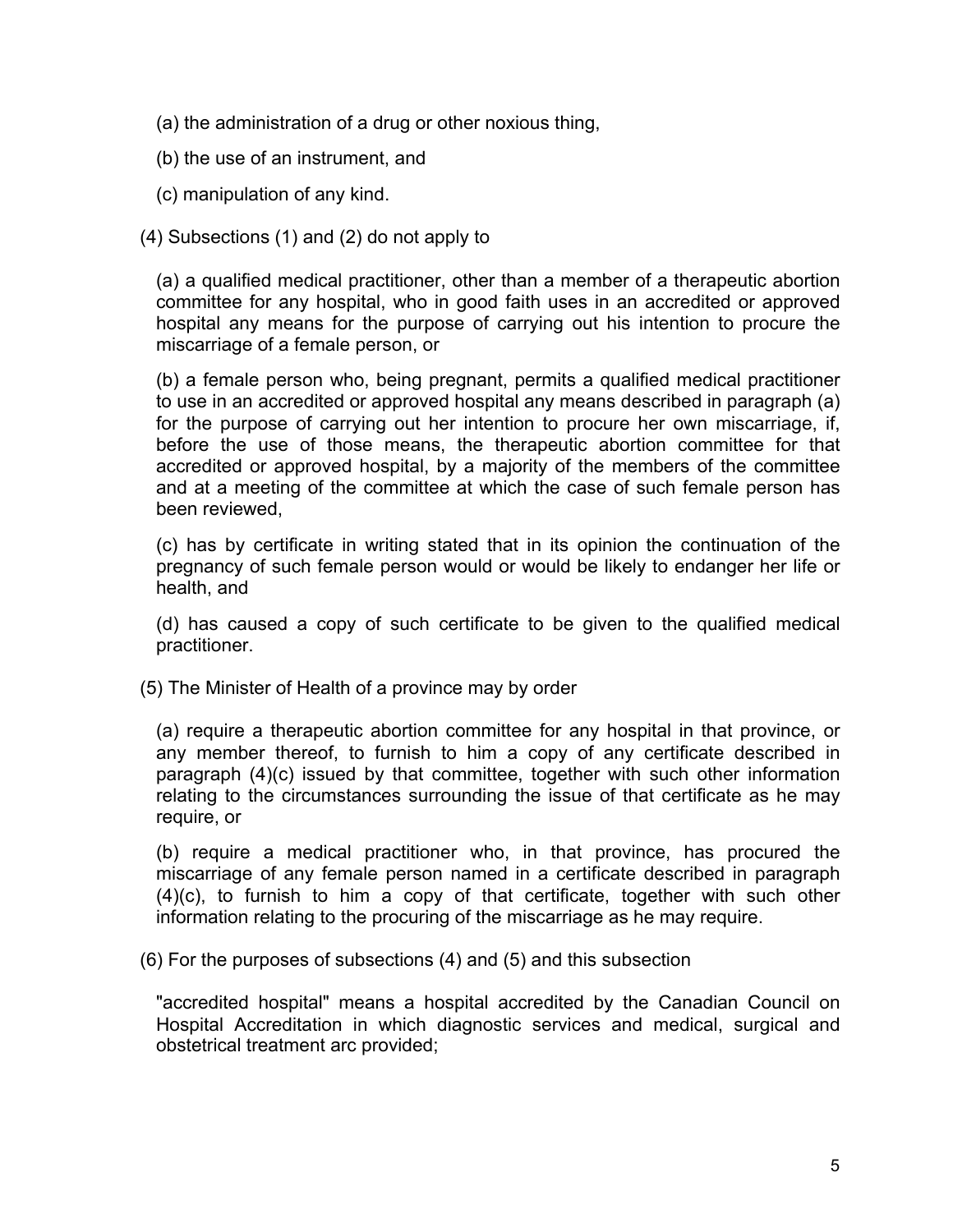(a) the administration of a drug or other noxious thing,

(b) the use of an instrument, and

(c) manipulation of any kind.

(4) Subsections (1) and (2) do not apply to

(a) a qualified medical practitioner, other than a member of a therapeutic abortion committee for any hospital, who in good faith uses in an accredited or approved hospital any means for the purpose of carrying out his intention to procure the miscarriage of a female person, or

(b) a female person who, being pregnant, permits a qualified medical practitioner to use in an accredited or approved hospital any means described in paragraph (a) for the purpose of carrying out her intention to procure her own miscarriage, if, before the use of those means, the therapeutic abortion committee for that accredited or approved hospital, by a majority of the members of the committee and at a meeting of the committee at which the case of such female person has been reviewed,

(c) has by certificate in writing stated that in its opinion the continuation of the pregnancy of such female person would or would be likely to endanger her life or health, and

(d) has caused a copy of such certificate to be given to the qualified medical practitioner.

(5) The Minister of Health of a province may by order

(a) require a therapeutic abortion committee for any hospital in that province, or any member thereof, to furnish to him a copy of any certificate described in paragraph (4)(c) issued by that committee, together with such other information relating to the circumstances surrounding the issue of that certificate as he may require, or

(b) require a medical practitioner who, in that province, has procured the miscarriage of any female person named in a certificate described in paragraph (4)(c), to furnish to him a copy of that certificate, together with such other information relating to the procuring of the miscarriage as he may require.

(6) For the purposes of subsections (4) and (5) and this subsection

"accredited hospital" means a hospital accredited by the Canadian Council on Hospital Accreditation in which diagnostic services and medical, surgical and obstetrical treatment arc provided;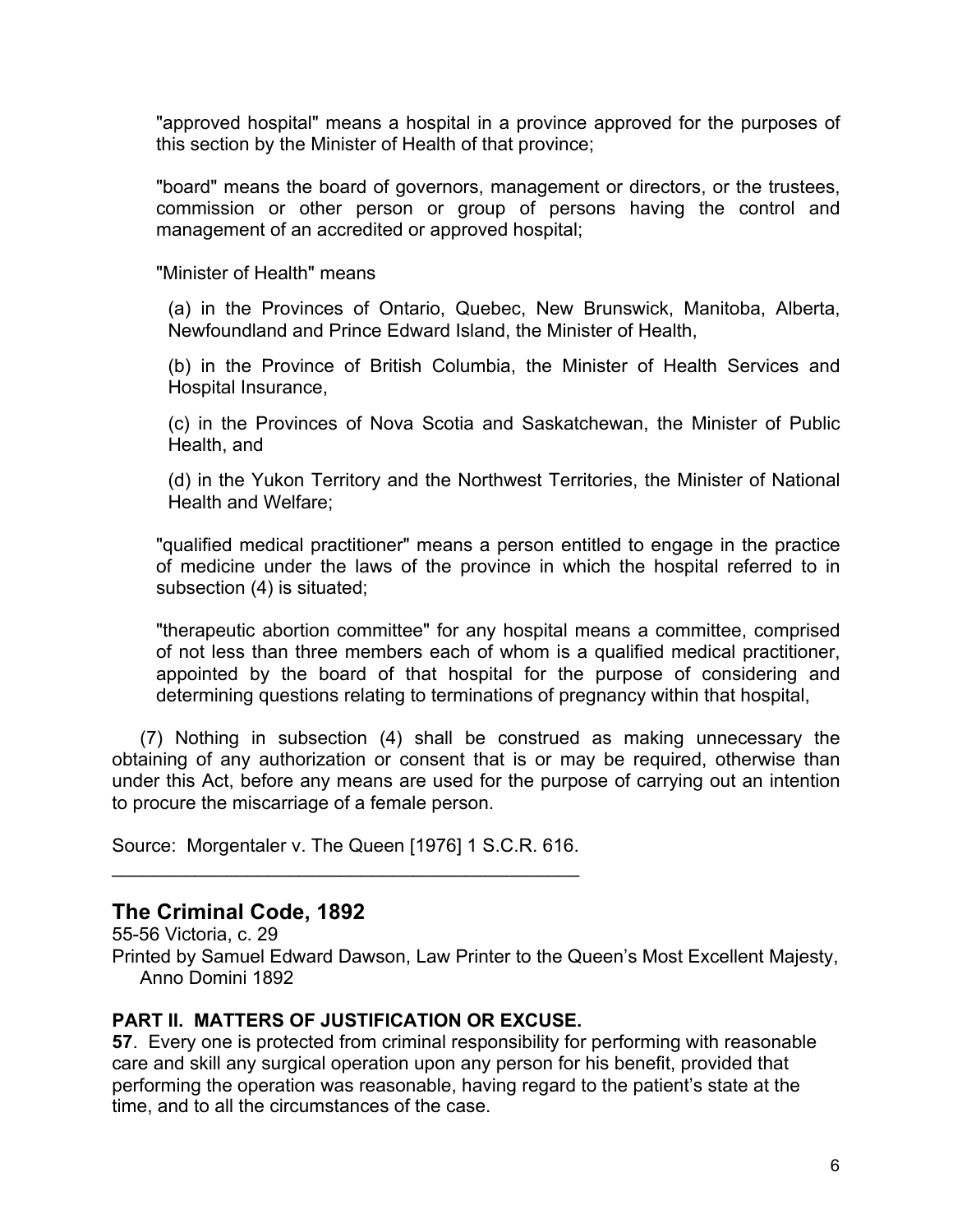"approved hospital" means a hospital in a province approved for the purposes of this section by the Minister of Health of that province;

"board" means the board of governors, management or directors, or the trustees, commission or other person or group of persons having the control and management of an accredited or approved hospital;

"Minister of Health" means

(a) in the Provinces of Ontario, Quebec, New Brunswick, Manitoba, Alberta, Newfoundland and Prince Edward Island, the Minister of Health,

(b) in the Province of British Columbia, the Minister of Health Services and Hospital Insurance,

(c) in the Provinces of Nova Scotia and Saskatchewan, the Minister of Public Health, and

(d) in the Yukon Territory and the Northwest Territories, the Minister of National Health and Welfare;

"qualified medical practitioner" means a person entitled to engage in the practice of medicine under the laws of the province in which the hospital referred to in subsection (4) is situated;

"therapeutic abortion committee" for any hospital means a committee, comprised of not less than three members each of whom is a qualified medical practitioner, appointed by the board of that hospital for the purpose of considering and determining questions relating to terminations of pregnancy within that hospital,

(7) Nothing in subsection (4) shall be construed as making unnecessary the obtaining of any authorization or consent that is or may be required, otherwise than under this Act, before any means are used for the purpose of carrying out an intention to procure the miscarriage of a female person.

Source: Morgentaler v. The Queen [1976] 1 S.C.R. 616.

---

## The Criminal Code, 1892

55-56 Victoria, c. 29

Printed by Samuel Edward Dawson, Law Printer to the Queen's Most Excellent Majesty, Anno Domini 1892

**PART II. MATTERS OF JUSTIFICATION OR EXCUSE.**

**57**. Every one is protected from criminal responsibility for performing with reasonable care and skill any surgical operation upon any person for his benefit, provided that performing the operation was reasonable, having regard to the patient's state at the time, and to all the circumstances of the case.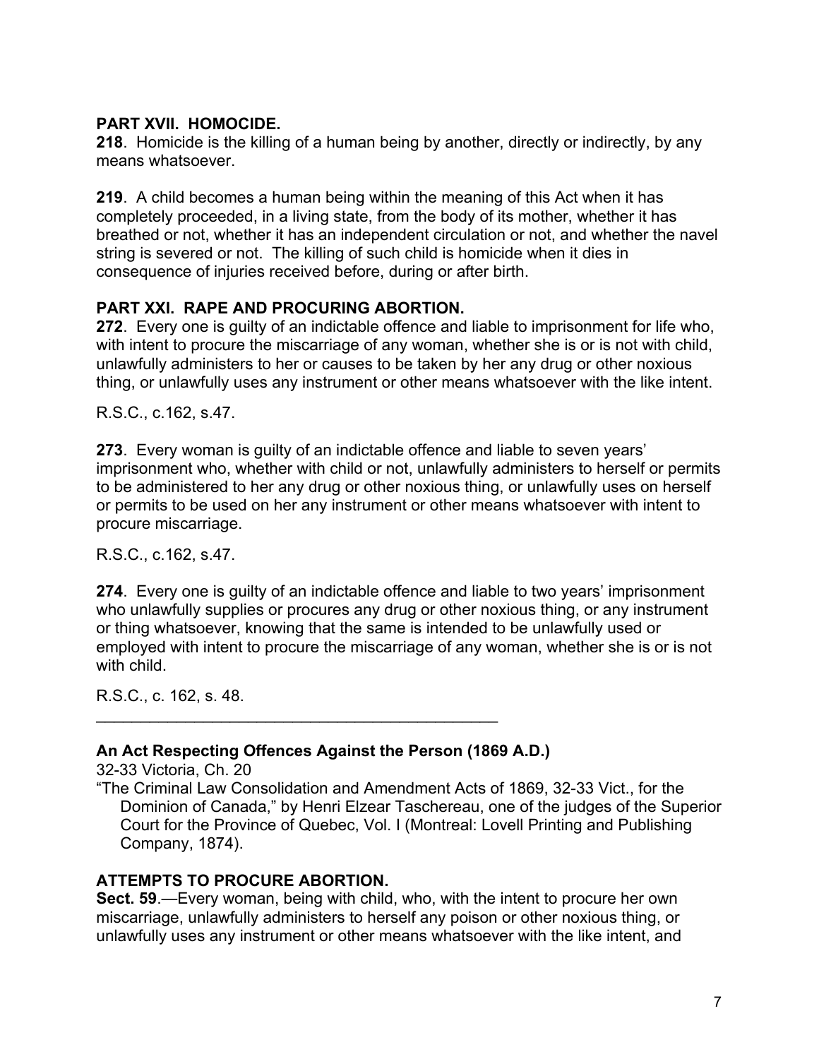**PART XVII. HOMOCIDE.**
**218**. Homicide is the killing of a human being by another, directly or indirectly, by any means whatsoever.

**219**. A child becomes a human being within the meaning of this Act when it has completely proceeded, in a living state, from the body of its mother, whether it has breathed or not, whether it has an independent circulation or not, and whether the navel string is severed or not. The killing of such child is homicide when it dies in consequence of injuries received before, during or after birth.

**PART XXI. RAPE AND PROCURING ABORTION.**
**272**. Every one is guilty of an indictable offence and liable to imprisonment for life who, with intent to procure the miscarriage of any woman, whether she is or is not with child, unlawfully administers to her or causes to be taken by her any drug or other noxious thing, or unlawfully uses any instrument or other means whatsoever with the like intent.

R.S.C., c.162, s.47.

**273**. Every woman is guilty of an indictable offence and liable to seven years' imprisonment who, whether with child or not, unlawfully administers to herself or permits to be administered to her any drug or other noxious thing, or unlawfully uses on herself or permits to be used on her any instrument or other means whatsoever with intent to procure miscarriage.

R.S.C., c.162, s.47.

**274**. Every one is guilty of an indictable offence and liable to two years' imprisonment who unlawfully supplies or procures any drug or other noxious thing, or any instrument or thing whatsoever, knowing that the same is intended to be unlawfully used or employed with intent to procure the miscarriage of any woman, whether she is or is not with child.

R.S.C., c. 162, s. 48.

---

**An Act Respecting Offences Against the Person (1869 A.D.)**
32-33 Victoria, Ch. 20
"The Criminal Law Consolidation and Amendment Acts of 1869, 32-33 Vict., for the Dominion of Canada," by Henri Elzear Taschereau, one of the judges of the Superior Court for the Province of Quebec, Vol. I (Montreal: Lovell Printing and Publishing Company, 1874).

**ATTEMPTS TO PROCURE ABORTION.**
**Sect. 59**.—Every woman, being with child, who, with the intent to procure her own miscarriage, unlawfully administers to herself any poison or other noxious thing, or unlawfully uses any instrument or other means whatsoever with the like intent, and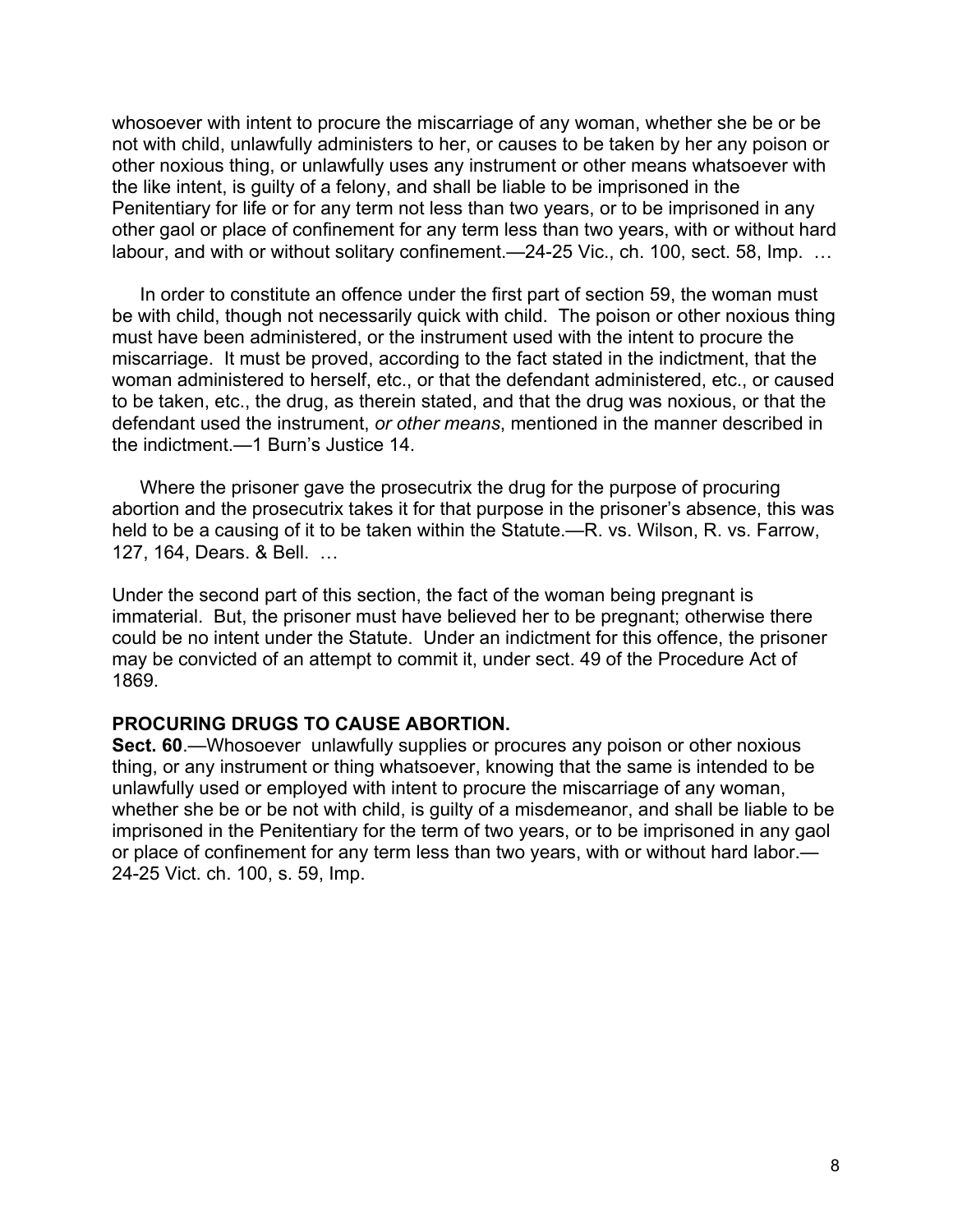whosoever with intent to procure the miscarriage of any woman, whether she be or be not with child, unlawfully administers to her, or causes to be taken by her any poison or other noxious thing, or unlawfully uses any instrument or other means whatsoever with the like intent, is guilty of a felony, and shall be liable to be imprisoned in the Penitentiary for life or for any term not less than two years, or to be imprisoned in any other gaol or place of confinement for any term less than two years, with or without hard labour, and with or without solitary confinement.—24-25 Vic., ch. 100, sect. 58, Imp. …

In order to constitute an offence under the first part of section 59, the woman must be with child, though not necessarily quick with child. The poison or other noxious thing must have been administered, or the instrument used with the intent to procure the miscarriage. It must be proved, according to the fact stated in the indictment, that the woman administered to herself, etc., or that the defendant administered, etc., or caused to be taken, etc., the drug, as therein stated, and that the drug was noxious, or that the defendant used the instrument, *or other means*, mentioned in the manner described in the indictment.—1 Burn's Justice 14.

Where the prisoner gave the prosecutrix the drug for the purpose of procuring abortion and the prosecutrix takes it for that purpose in the prisoner's absence, this was held to be a causing of it to be taken within the Statute.—R. vs. Wilson, R. vs. Farrow, 127, 164, Dears. & Bell. …

Under the second part of this section, the fact of the woman being pregnant is immaterial. But, the prisoner must have believed her to be pregnant; otherwise there could be no intent under the Statute. Under an indictment for this offence, the prisoner may be convicted of an attempt to commit it, under sect. 49 of the Procedure Act of 1869.

**PROCURING DRUGS TO CAUSE ABORTION.**

**Sect. 60**.—Whosoever unlawfully supplies or procures any poison or other noxious thing, or any instrument or thing whatsoever, knowing that the same is intended to be unlawfully used or employed with intent to procure the miscarriage of any woman, whether she be or be not with child, is guilty of a misdemeanor, and shall be liable to be imprisoned in the Penitentiary for the term of two years, or to be imprisoned in any gaol or place of confinement for any term less than two years, with or without hard labor.—24-25 Vict. ch. 100, s. 59, Imp.